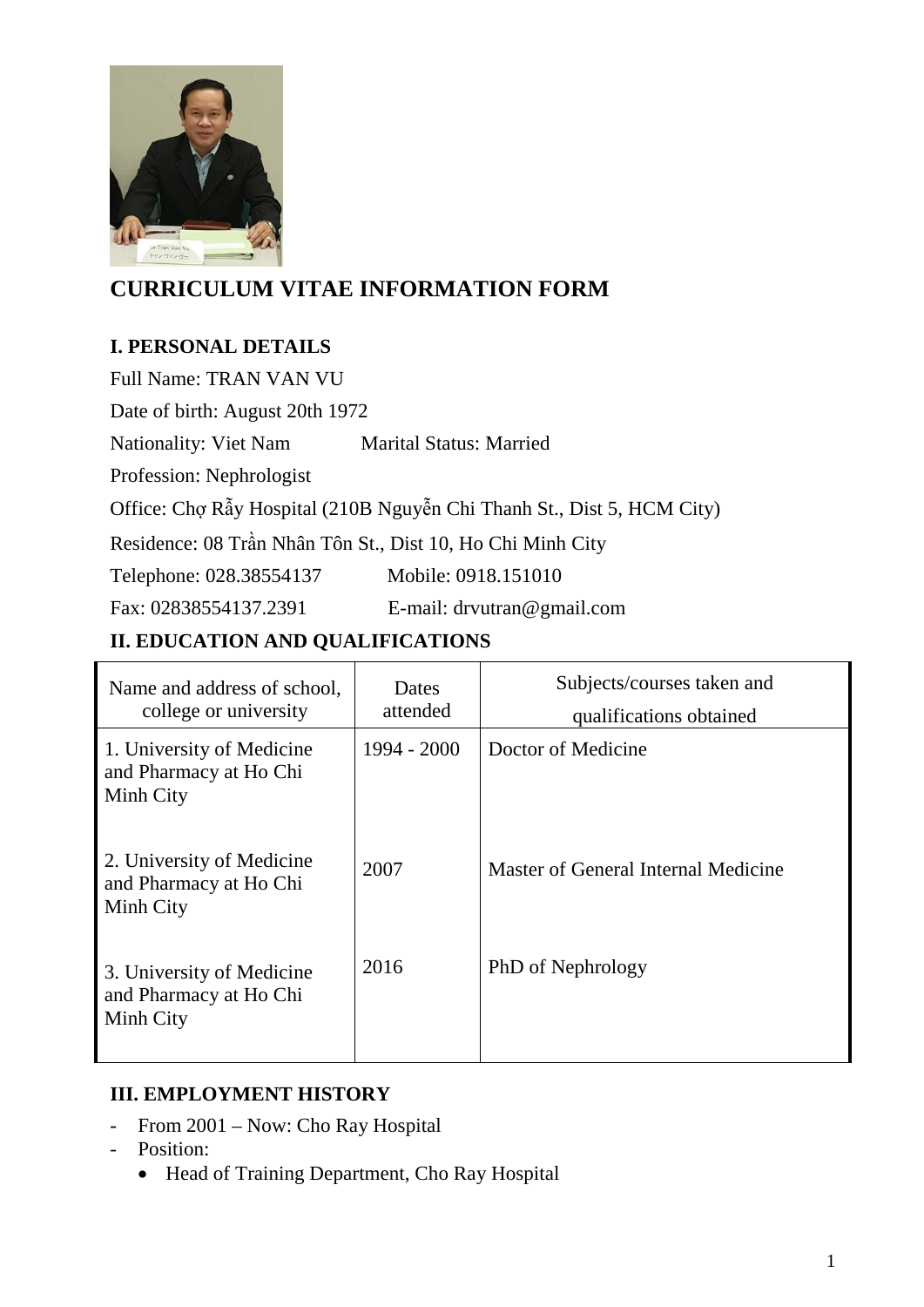# CURRICULUM VITAE INFORMATION FORM

## I. PERSONAL DETAILS

Full Name: TRAN VAN VU

Date of birth: August 20th 1972

Nationality: Viet Nam Marital Status: Married

Profession: Nephrologist

Office: Chợ Rẫy Hospital (210B Nguyễn Chi Thanh St., Dist 5, HCM City)

Residence: 08 Trần Nhân Tôn St., Dist 10, Ho Chi Minh City

Telephone: 028.38554137 Mobile: 0918.151010

Fax: 02838554137.2391 E-mail: drvutran@gmail.com

## II. EDUCATION AND QUALIFICATIONS

| Name and address of school, college or university | Dates attended | Subjects/courses taken and qualifications obtained |
|---|---|---|
| 1. University of Medicine and Pharmacy at Ho Chi Minh City | 1994 - 2000 | Doctor of Medicine |
| 2. University of Medicine and Pharmacy at Ho Chi Minh City | 2007 | Master of General Internal Medicine |
| 3. University of Medicine and Pharmacy at Ho Chi Minh City | 2016 | PhD of Nephrology |

## III. EMPLOYMENT HISTORY

- From 2001 – Now: Cho Ray Hospital
- Position:
  - Head of Training Department, Cho Ray Hospital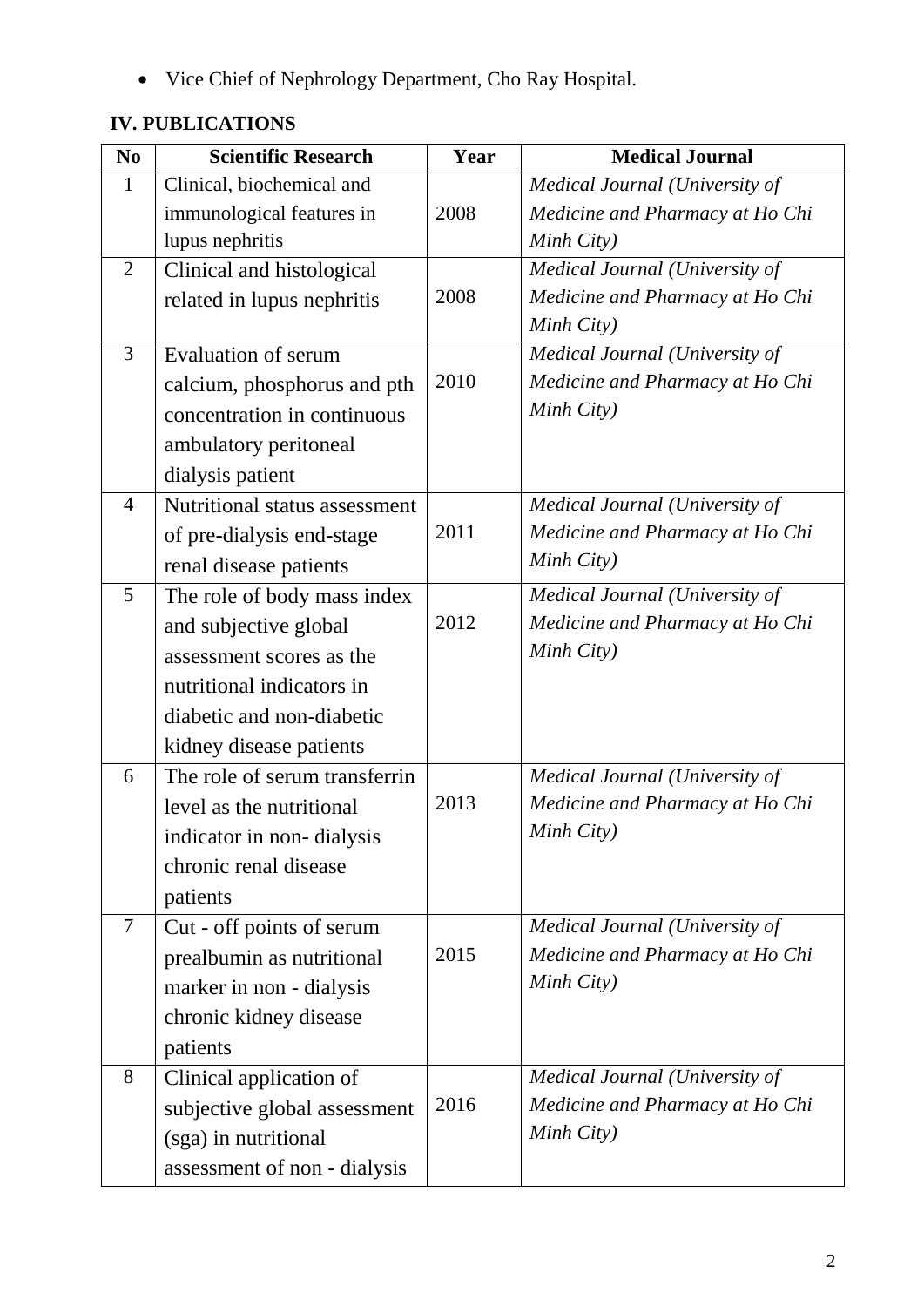- Vice Chief of Nephrology Department, Cho Ray Hospital.

## IV. PUBLICATIONS

| No | Scientific Research | Year | Medical Journal |
|---|---|---|---|
| 1 | Clinical, biochemical and immunological features in lupus nephritis | 2008 | *Medical Journal (University of Medicine and Pharmacy at Ho Chi Minh City)* |
| 2 | Clinical and histological related in lupus nephritis | 2008 | *Medical Journal (University of Medicine and Pharmacy at Ho Chi Minh City)* |
| 3 | Evaluation of serum calcium, phosphorus and pth concentration in continuous ambulatory peritoneal dialysis patient | 2010 | *Medical Journal (University of Medicine and Pharmacy at Ho Chi Minh City)* |
| 4 | Nutritional status assessment of pre-dialysis end-stage renal disease patients | 2011 | *Medical Journal (University of Medicine and Pharmacy at Ho Chi Minh City)* |
| 5 | The role of body mass index and subjective global assessment scores as the nutritional indicators in diabetic and non-diabetic kidney disease patients | 2012 | *Medical Journal (University of Medicine and Pharmacy at Ho Chi Minh City)* |
| 6 | The role of serum transferrin level as the nutritional indicator in non- dialysis chronic renal disease patients | 2013 | *Medical Journal (University of Medicine and Pharmacy at Ho Chi Minh City)* |
| 7 | Cut - off points of serum prealbumin as nutritional marker in non - dialysis chronic kidney disease patients | 2015 | *Medical Journal (University of Medicine and Pharmacy at Ho Chi Minh City)* |
| 8 | Clinical application of subjective global assessment (sga) in nutritional assessment of non - dialysis | 2016 | *Medical Journal (University of Medicine and Pharmacy at Ho Chi Minh City)* |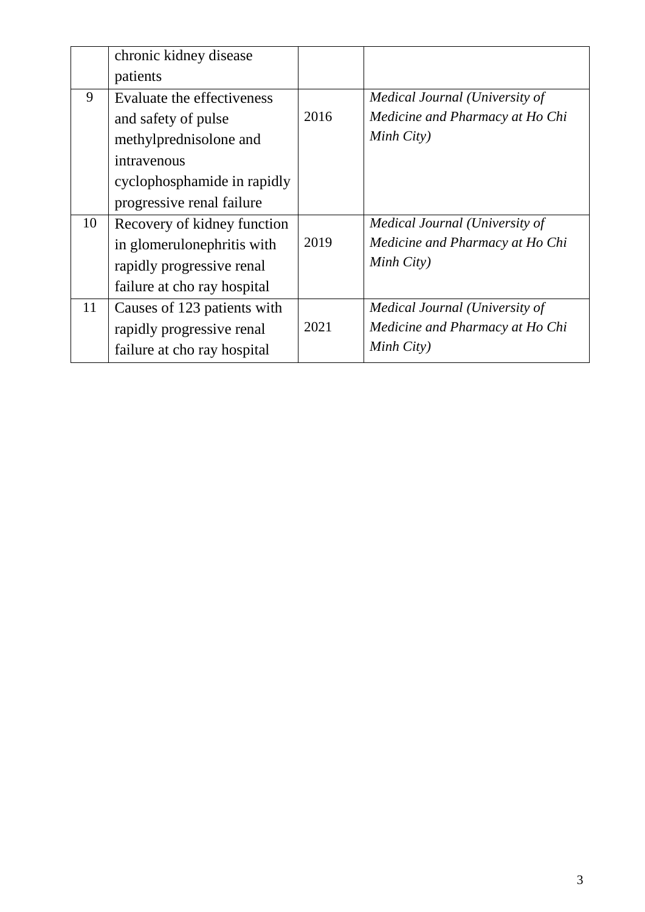| | | | |
|---|---|---|---|
| | chronic kidney disease patients | | |
| 9 | Evaluate the effectiveness and safety of pulse methylprednisolone and intravenous cyclophosphamide in rapidly progressive renal failure | 2016 | *Medical Journal (University of Medicine and Pharmacy at Ho Chi Minh City)* |
| 10 | Recovery of kidney function in glomerulonephritis with rapidly progressive renal failure at cho ray hospital | 2019 | *Medical Journal (University of Medicine and Pharmacy at Ho Chi Minh City)* |
| 11 | Causes of 123 patients with rapidly progressive renal failure at cho ray hospital | 2021 | *Medical Journal (University of Medicine and Pharmacy at Ho Chi Minh City)* |